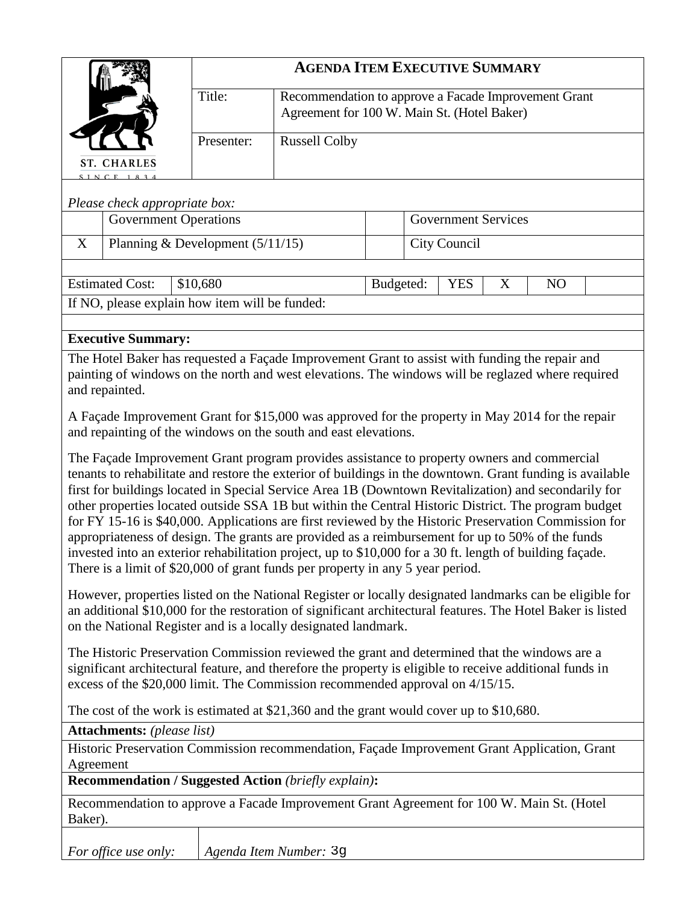# AGENDA ITEM EXECUTIVE SUMMARY

ST. CHARLES
SINCE 1834

| | |
|---|---|
| Title: | Recommendation to approve a Facade Improvement Grant Agreement for 100 W. Main St. (Hotel Baker) |
| Presenter: | Russell Colby |

*Please check appropriate box:*

| | | | |
|---|---|---|---|
| | Government Operations | | Government Services |
| X | Planning & Development (5/11/15) | | City Council |

| Estimated Cost: | $10,680 | Budgeted: | YES | X | NO | |
|---|---|---|---|---|---|---|

If NO, please explain how item will be funded:

**Executive Summary:**

The Hotel Baker has requested a Façade Improvement Grant to assist with funding the repair and painting of windows on the north and west elevations. The windows will be reglazed where required and repainted.

A Façade Improvement Grant for $15,000 was approved for the property in May 2014 for the repair and repainting of the windows on the south and east elevations.

The Façade Improvement Grant program provides assistance to property owners and commercial tenants to rehabilitate and restore the exterior of buildings in the downtown. Grant funding is available first for buildings located in Special Service Area 1B (Downtown Revitalization) and secondarily for other properties located outside SSA 1B but within the Central Historic District. The program budget for FY 15-16 is $40,000. Applications are first reviewed by the Historic Preservation Commission for appropriateness of design. The grants are provided as a reimbursement for up to 50% of the funds invested into an exterior rehabilitation project, up to $10,000 for a 30 ft. length of building façade. There is a limit of $20,000 of grant funds per property in any 5 year period.

However, properties listed on the National Register or locally designated landmarks can be eligible for an additional $10,000 for the restoration of significant architectural features. The Hotel Baker is listed on the National Register and is a locally designated landmark.

The Historic Preservation Commission reviewed the grant and determined that the windows are a significant architectural feature, and therefore the property is eligible to receive additional funds in excess of the $20,000 limit. The Commission recommended approval on 4/15/15.

The cost of the work is estimated at $21,360 and the grant would cover up to $10,680.

**Attachments:** *(please list)*

Historic Preservation Commission recommendation, Façade Improvement Grant Application, Grant Agreement

**Recommendation / Suggested Action** *(briefly explain)***:**

Recommendation to approve a Facade Improvement Grant Agreement for 100 W. Main St. (Hotel Baker).

| *For office use only:* | *Agenda Item Number:* 3g |
|---|---|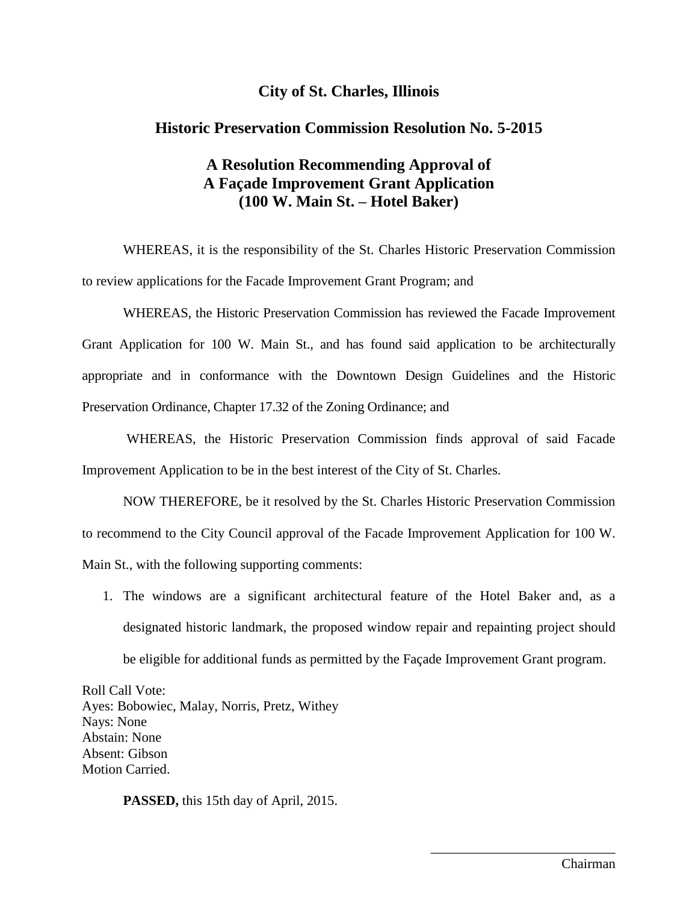# City of St. Charles, Illinois

## Historic Preservation Commission Resolution No. 5-2015

## A Resolution Recommending Approval of A Façade Improvement Grant Application (100 W. Main St. – Hotel Baker)

WHEREAS, it is the responsibility of the St. Charles Historic Preservation Commission to review applications for the Facade Improvement Grant Program; and

WHEREAS, the Historic Preservation Commission has reviewed the Facade Improvement Grant Application for 100 W. Main St., and has found said application to be architecturally appropriate and in conformance with the Downtown Design Guidelines and the Historic Preservation Ordinance, Chapter 17.32 of the Zoning Ordinance; and

WHEREAS, the Historic Preservation Commission finds approval of said Facade Improvement Application to be in the best interest of the City of St. Charles.

NOW THEREFORE, be it resolved by the St. Charles Historic Preservation Commission to recommend to the City Council approval of the Facade Improvement Application for 100 W. Main St., with the following supporting comments:

1. The windows are a significant architectural feature of the Hotel Baker and, as a designated historic landmark, the proposed window repair and repainting project should be eligible for additional funds as permitted by the Façade Improvement Grant program.

Roll Call Vote:
Ayes: Bobowiec, Malay, Norris, Pretz, Withey
Nays: None
Abstain: None
Absent: Gibson
Motion Carried.

**PASSED,** this 15th day of April, 2015.

\_\_\_\_\_\_\_\_\_\_\_\_\_\_\_\_\_\_\_\_\_\_\_\_\_\_\_\_

Chairman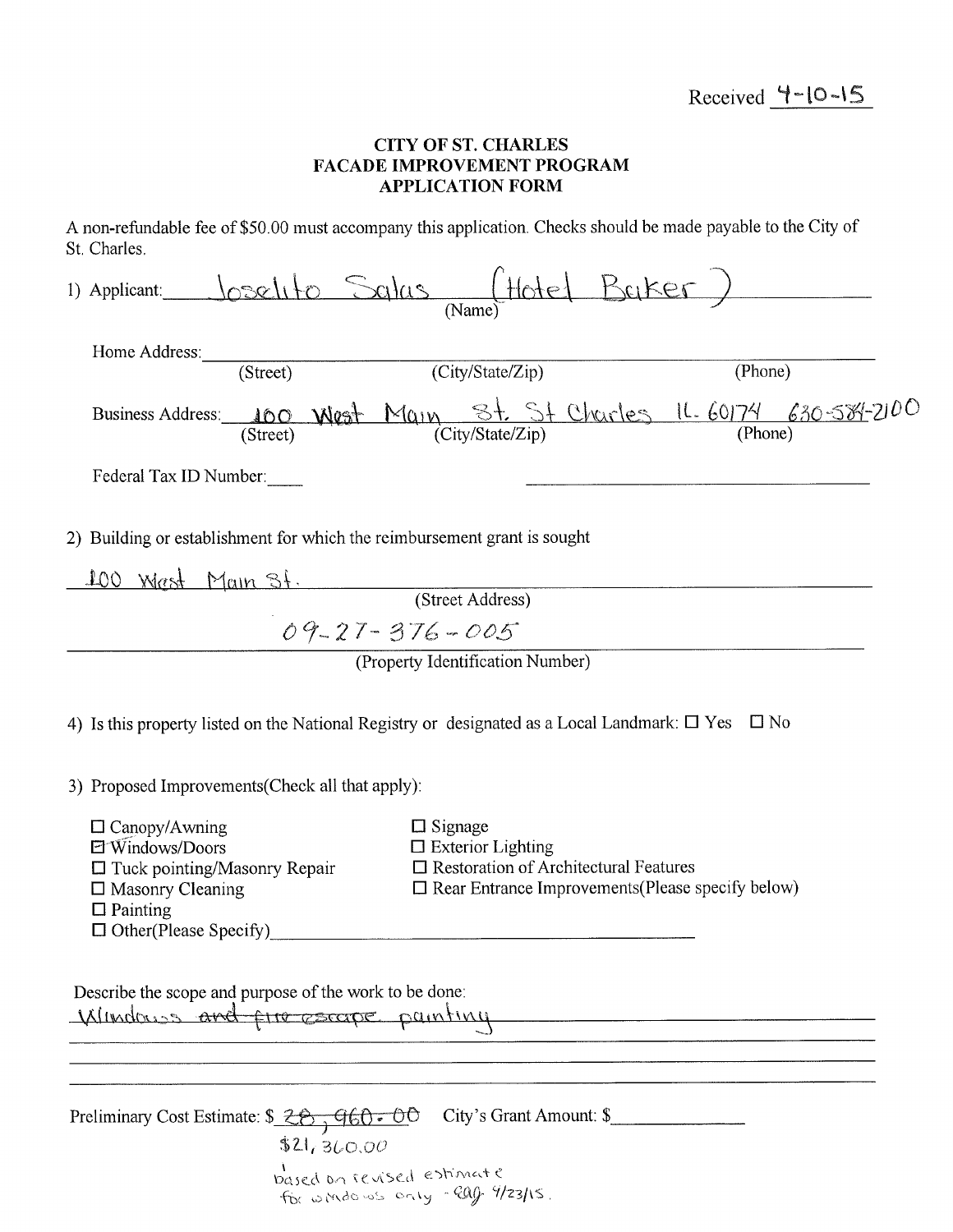Received 4-10-15

**CITY OF ST. CHARLES**
**FACADE IMPROVEMENT PROGRAM**
**APPLICATION FORM**

A non-refundable fee of $50.00 must accompany this application. Checks should be made payable to the City of St. Charles.

1) Applicant: Joselito Salas (Hotel Baker)
(Name)

Home Address: ______________________________
(Street) (City/State/Zip) (Phone)

Business Address: 100 West Main St. St Charles IL. 60174 630-584-2100
(Street) (City/State/Zip) (Phone)

Federal Tax ID Number: ____

2) Building or establishment for which the reimbursement grant is sought

100 West Main St.
(Street Address)

09-27-376-005
(Property Identification Number)

4) Is this property listed on the National Registry or designated as a Local Landmark: ☐ Yes ☐ No

3) Proposed Improvements(Check all that apply):

- ☐ Canopy/Awning
- ☑ Windows/Doors
- ☐ Tuck pointing/Masonry Repair
- ☐ Masonry Cleaning
- ☐ Painting
- ☐ Other(Please Specify) ______________________
- ☐ Signage
- ☐ Exterior Lighting
- ☐ Restoration of Architectural Features
- ☐ Rear Entrance Improvements(Please specify below)

Describe the scope and purpose of the work to be done:
Windows ~~and fire escape~~ painting

Preliminary Cost Estimate: $ ~~28,960.00~~ City's Grant Amount: $__________

$21,360.00

based on revised estimate for windows only - RAG 4/23/15.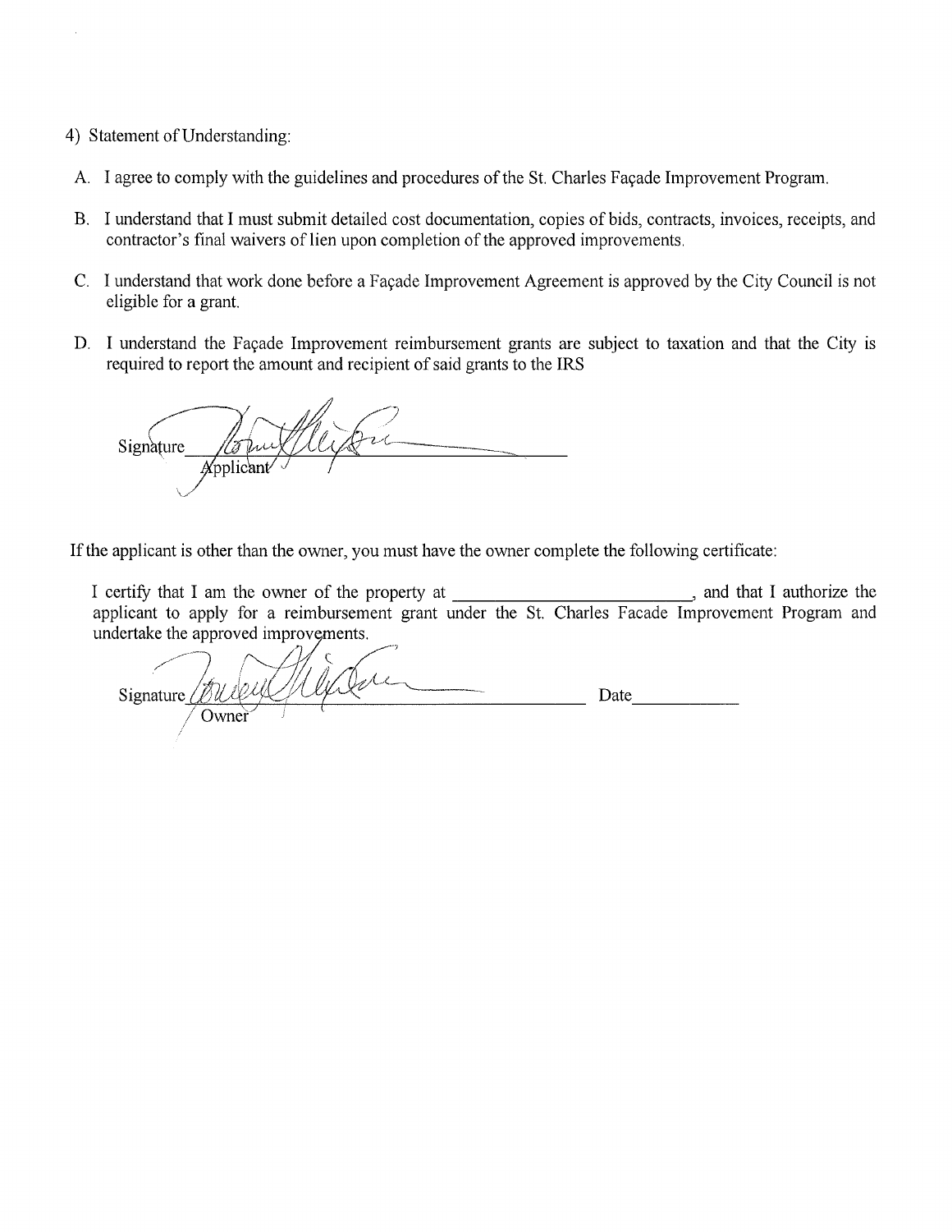4) Statement of Understanding:

A. I agree to comply with the guidelines and procedures of the St. Charles Façade Improvement Program.

B. I understand that I must submit detailed cost documentation, copies of bids, contracts, invoices, receipts, and contractor's final waivers of lien upon completion of the approved improvements.

C. I understand that work done before a Façade Improvement Agreement is approved by the City Council is not eligible for a grant.

D. I understand the Façade Improvement reimbursement grants are subject to taxation and that the City is required to report the amount and recipient of said grants to the IRS

Signature ______________________
Applicant

If the applicant is other than the owner, you must have the owner complete the following certificate:

I certify that I am the owner of the property at ______________________, and that I authorize the applicant to apply for a reimbursement grant under the St. Charles Facade Improvement Program and undertake the approved improvements.

Signature ______________________ Date__________
Owner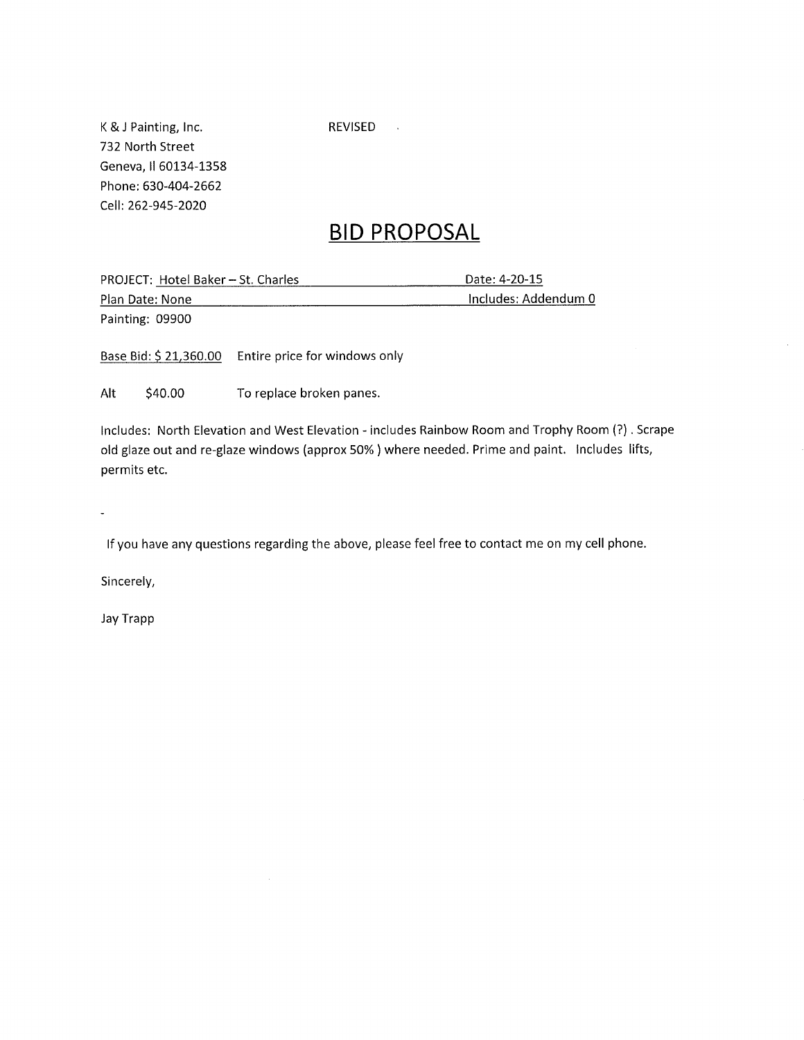K & J Painting, Inc.
732 North Street
Geneva, Il 60134-1358
Phone: 630-404-2662
Cell: 262-945-2020

REVISED

# BID PROPOSAL

PROJECT: Hotel Baker – St. Charles  Date: 4-20-15
Plan Date: None  Includes: Addendum 0
Painting: 09900

Base Bid: $ 21,360.00  Entire price for windows only

Alt  $40.00  To replace broken panes.

Includes: North Elevation and West Elevation - includes Rainbow Room and Trophy Room (?) . Scrape old glaze out and re-glaze windows (approx 50% ) where needed. Prime and paint. Includes lifts, permits etc.

-

If you have any questions regarding the above, please feel free to contact me on my cell phone.

Sincerely,

Jay Trapp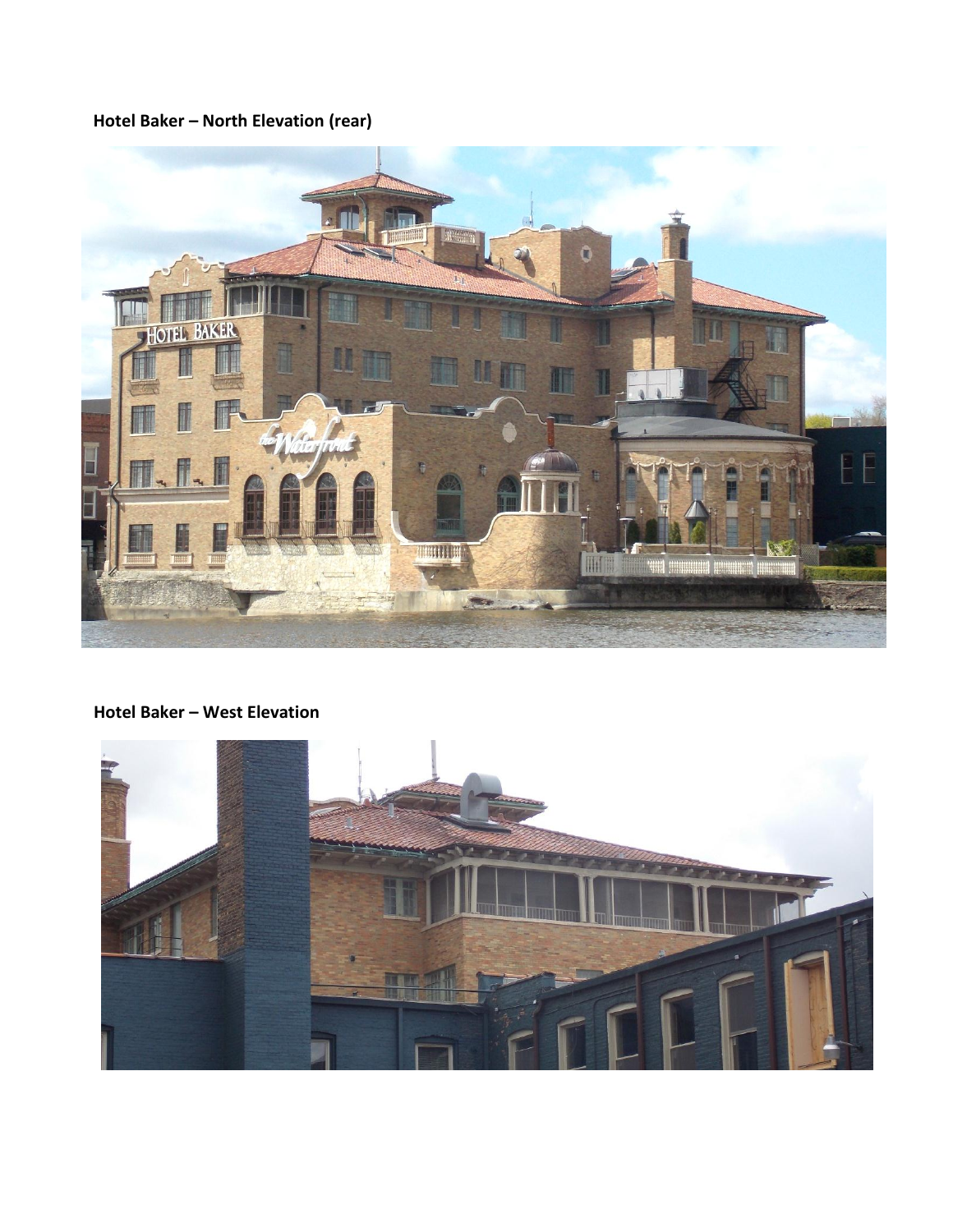**Hotel Baker – North Elevation (rear)**

**Hotel Baker – West Elevation**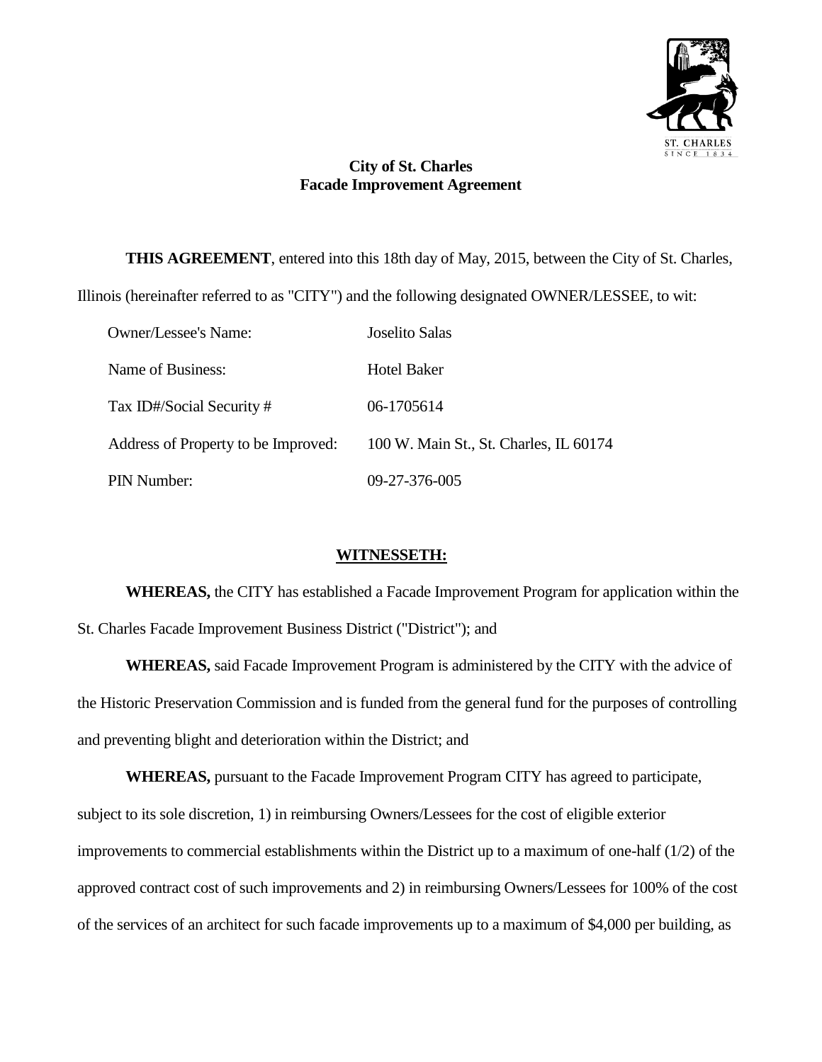**City of St. Charles**
**Facade Improvement Agreement**

**THIS AGREEMENT**, entered into this 18th day of May, 2015, between the City of St. Charles, Illinois (hereinafter referred to as "CITY") and the following designated OWNER/LESSEE, to wit:

| | |
|---|---|
| Owner/Lessee's Name: | Joselito Salas |
| Name of Business: | Hotel Baker |
| Tax ID#/Social Security # | 06-1705614 |
| Address of Property to be Improved: | 100 W. Main St., St. Charles, IL 60174 |
| PIN Number: | 09-27-376-005 |

**WITNESSETH:**

**WHEREAS,** the CITY has established a Facade Improvement Program for application within the St. Charles Facade Improvement Business District ("District"); and

**WHEREAS,** said Facade Improvement Program is administered by the CITY with the advice of the Historic Preservation Commission and is funded from the general fund for the purposes of controlling and preventing blight and deterioration within the District; and

**WHEREAS,** pursuant to the Facade Improvement Program CITY has agreed to participate, subject to its sole discretion, 1) in reimbursing Owners/Lessees for the cost of eligible exterior improvements to commercial establishments within the District up to a maximum of one-half (1/2) of the approved contract cost of such improvements and 2) in reimbursing Owners/Lessees for 100% of the cost of the services of an architect for such facade improvements up to a maximum of $4,000 per building, as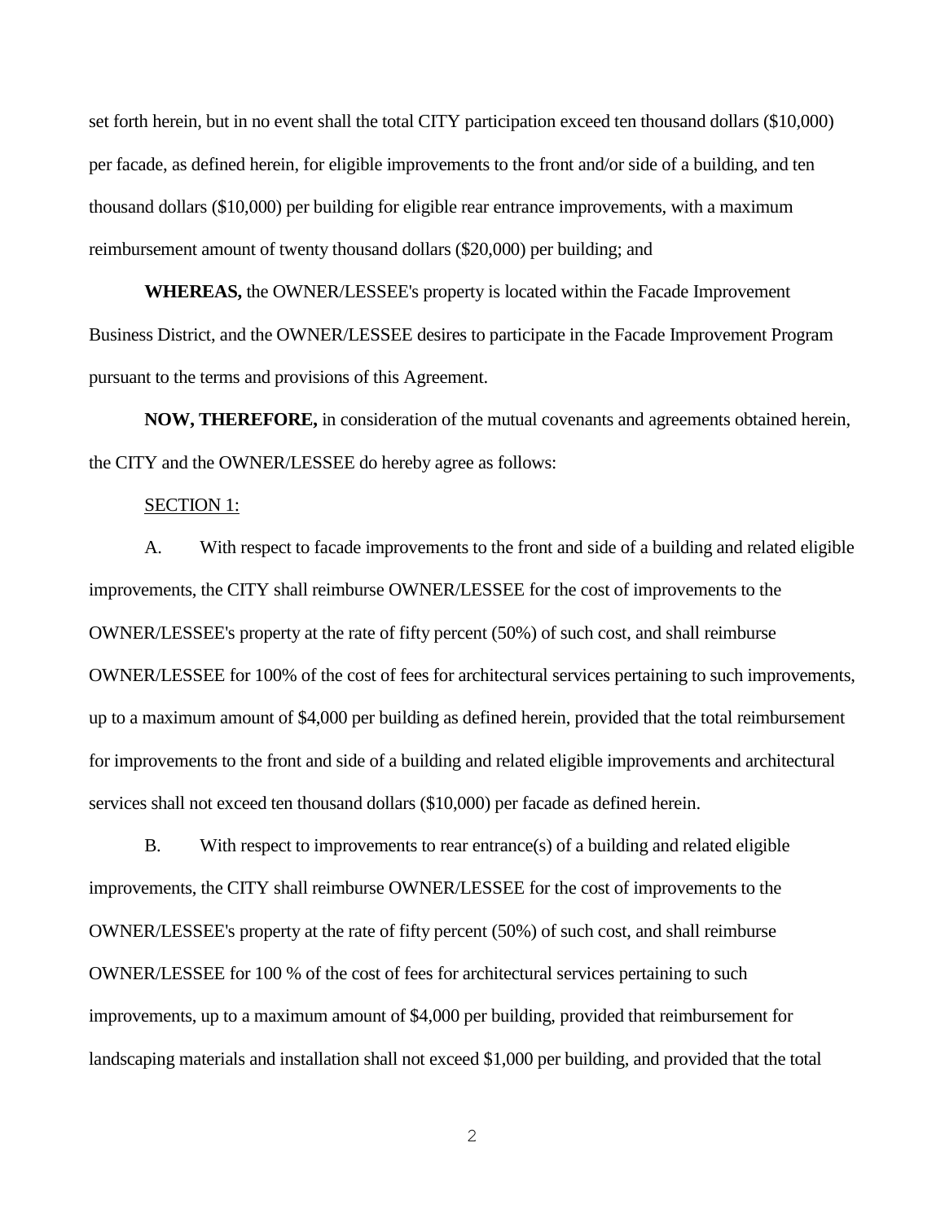set forth herein, but in no event shall the total CITY participation exceed ten thousand dollars ($10,000) per facade, as defined herein, for eligible improvements to the front and/or side of a building, and ten thousand dollars ($10,000) per building for eligible rear entrance improvements, with a maximum reimbursement amount of twenty thousand dollars ($20,000) per building; and

**WHEREAS,** the OWNER/LESSEE's property is located within the Facade Improvement Business District, and the OWNER/LESSEE desires to participate in the Facade Improvement Program pursuant to the terms and provisions of this Agreement.

**NOW, THEREFORE,** in consideration of the mutual covenants and agreements obtained herein, the CITY and the OWNER/LESSEE do hereby agree as follows:

<u>SECTION 1:</u>

A. With respect to facade improvements to the front and side of a building and related eligible improvements, the CITY shall reimburse OWNER/LESSEE for the cost of improvements to the OWNER/LESSEE's property at the rate of fifty percent (50%) of such cost, and shall reimburse OWNER/LESSEE for 100% of the cost of fees for architectural services pertaining to such improvements, up to a maximum amount of $4,000 per building as defined herein, provided that the total reimbursement for improvements to the front and side of a building and related eligible improvements and architectural services shall not exceed ten thousand dollars ($10,000) per facade as defined herein.

B. With respect to improvements to rear entrance(s) of a building and related eligible improvements, the CITY shall reimburse OWNER/LESSEE for the cost of improvements to the OWNER/LESSEE's property at the rate of fifty percent (50%) of such cost, and shall reimburse OWNER/LESSEE for 100 % of the cost of fees for architectural services pertaining to such improvements, up to a maximum amount of $4,000 per building, provided that reimbursement for landscaping materials and installation shall not exceed $1,000 per building, and provided that the total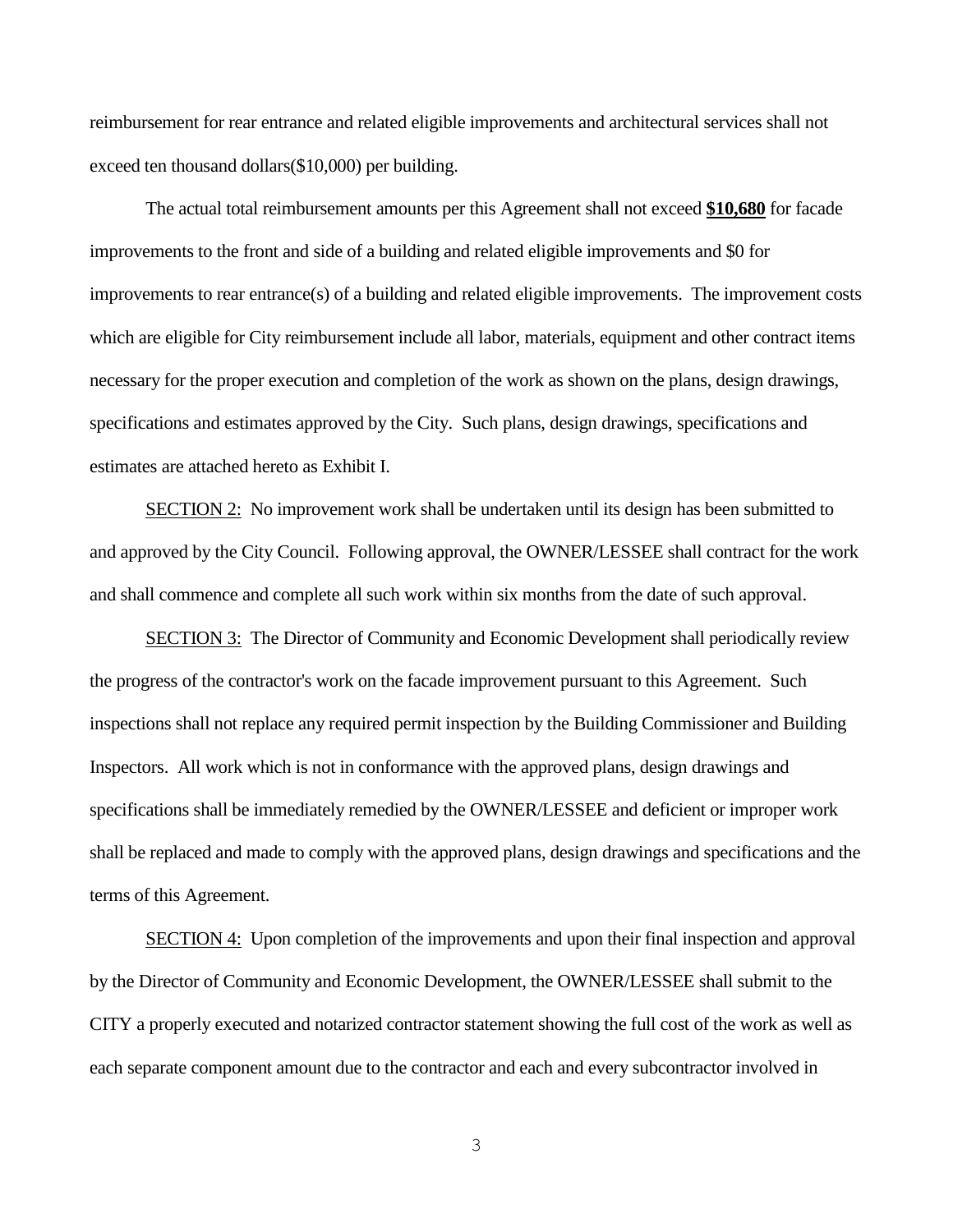reimbursement for rear entrance and related eligible improvements and architectural services shall not exceed ten thousand dollars($10,000) per building.

The actual total reimbursement amounts per this Agreement shall not exceed **<u>$10,680</u>** for facade improvements to the front and side of a building and related eligible improvements and $0 for improvements to rear entrance(s) of a building and related eligible improvements. The improvement costs which are eligible for City reimbursement include all labor, materials, equipment and other contract items necessary for the proper execution and completion of the work as shown on the plans, design drawings, specifications and estimates approved by the City. Such plans, design drawings, specifications and estimates are attached hereto as Exhibit I.

<u>SECTION 2:</u> No improvement work shall be undertaken until its design has been submitted to and approved by the City Council. Following approval, the OWNER/LESSEE shall contract for the work and shall commence and complete all such work within six months from the date of such approval.

<u>SECTION 3:</u> The Director of Community and Economic Development shall periodically review the progress of the contractor's work on the facade improvement pursuant to this Agreement. Such inspections shall not replace any required permit inspection by the Building Commissioner and Building Inspectors. All work which is not in conformance with the approved plans, design drawings and specifications shall be immediately remedied by the OWNER/LESSEE and deficient or improper work shall be replaced and made to comply with the approved plans, design drawings and specifications and the terms of this Agreement.

<u>SECTION 4:</u> Upon completion of the improvements and upon their final inspection and approval by the Director of Community and Economic Development, the OWNER/LESSEE shall submit to the CITY a properly executed and notarized contractor statement showing the full cost of the work as well as each separate component amount due to the contractor and each and every subcontractor involved in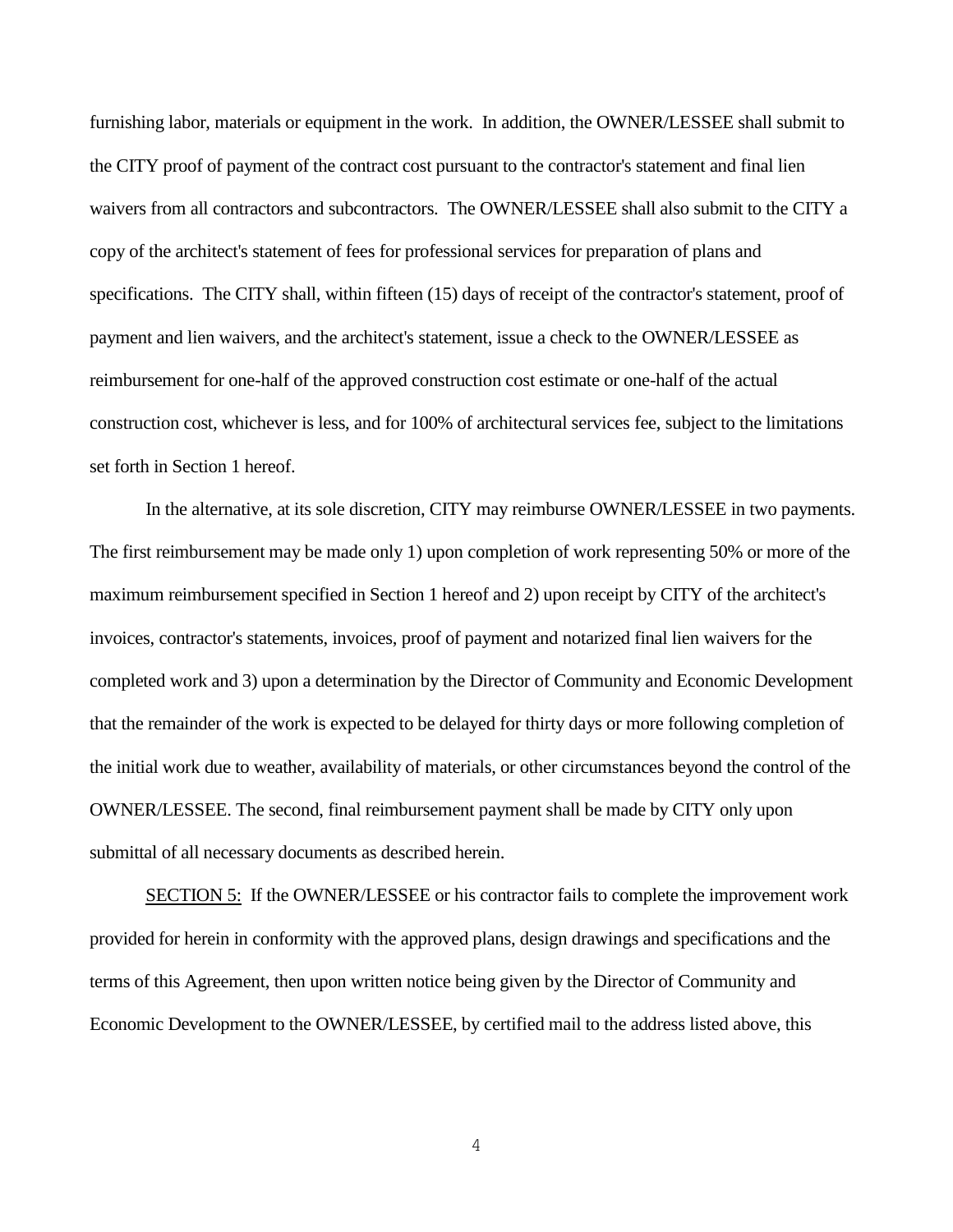furnishing labor, materials or equipment in the work. In addition, the OWNER/LESSEE shall submit to the CITY proof of payment of the contract cost pursuant to the contractor's statement and final lien waivers from all contractors and subcontractors. The OWNER/LESSEE shall also submit to the CITY a copy of the architect's statement of fees for professional services for preparation of plans and specifications. The CITY shall, within fifteen (15) days of receipt of the contractor's statement, proof of payment and lien waivers, and the architect's statement, issue a check to the OWNER/LESSEE as reimbursement for one-half of the approved construction cost estimate or one-half of the actual construction cost, whichever is less, and for 100% of architectural services fee, subject to the limitations set forth in Section 1 hereof.

In the alternative, at its sole discretion, CITY may reimburse OWNER/LESSEE in two payments. The first reimbursement may be made only 1) upon completion of work representing 50% or more of the maximum reimbursement specified in Section 1 hereof and 2) upon receipt by CITY of the architect's invoices, contractor's statements, invoices, proof of payment and notarized final lien waivers for the completed work and 3) upon a determination by the Director of Community and Economic Development that the remainder of the work is expected to be delayed for thirty days or more following completion of the initial work due to weather, availability of materials, or other circumstances beyond the control of the OWNER/LESSEE. The second, final reimbursement payment shall be made by CITY only upon submittal of all necessary documents as described herein.

<u>SECTION 5:</u> If the OWNER/LESSEE or his contractor fails to complete the improvement work provided for herein in conformity with the approved plans, design drawings and specifications and the terms of this Agreement, then upon written notice being given by the Director of Community and Economic Development to the OWNER/LESSEE, by certified mail to the address listed above, this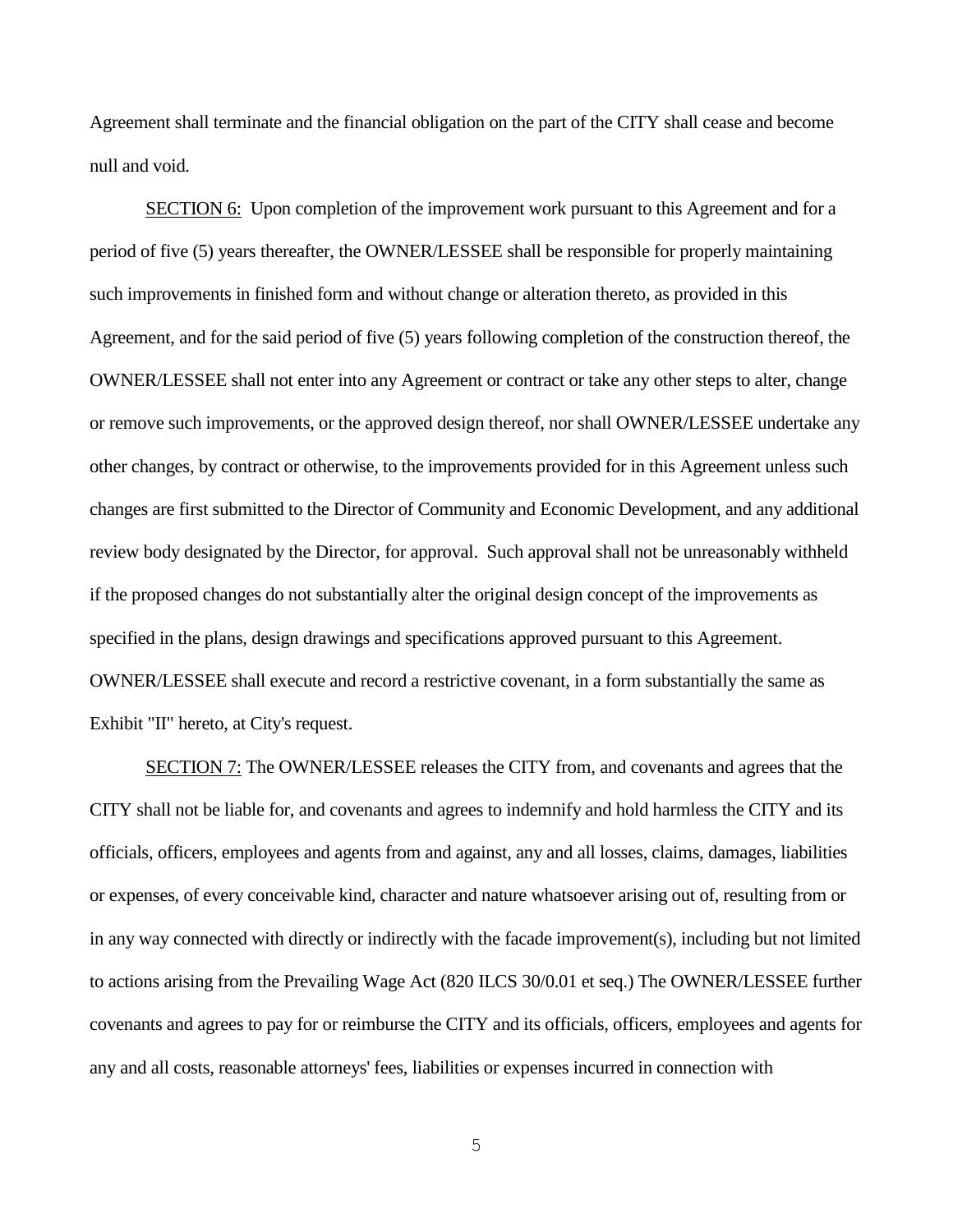Agreement shall terminate and the financial obligation on the part of the CITY shall cease and become null and void.

SECTION 6: Upon completion of the improvement work pursuant to this Agreement and for a period of five (5) years thereafter, the OWNER/LESSEE shall be responsible for properly maintaining such improvements in finished form and without change or alteration thereto, as provided in this Agreement, and for the said period of five (5) years following completion of the construction thereof, the OWNER/LESSEE shall not enter into any Agreement or contract or take any other steps to alter, change or remove such improvements, or the approved design thereof, nor shall OWNER/LESSEE undertake any other changes, by contract or otherwise, to the improvements provided for in this Agreement unless such changes are first submitted to the Director of Community and Economic Development, and any additional review body designated by the Director, for approval. Such approval shall not be unreasonably withheld if the proposed changes do not substantially alter the original design concept of the improvements as specified in the plans, design drawings and specifications approved pursuant to this Agreement. OWNER/LESSEE shall execute and record a restrictive covenant, in a form substantially the same as Exhibit "II" hereto, at City's request.

SECTION 7: The OWNER/LESSEE releases the CITY from, and covenants and agrees that the CITY shall not be liable for, and covenants and agrees to indemnify and hold harmless the CITY and its officials, officers, employees and agents from and against, any and all losses, claims, damages, liabilities or expenses, of every conceivable kind, character and nature whatsoever arising out of, resulting from or in any way connected with directly or indirectly with the facade improvement(s), including but not limited to actions arising from the Prevailing Wage Act (820 ILCS 30/0.01 et seq.) The OWNER/LESSEE further covenants and agrees to pay for or reimburse the CITY and its officials, officers, employees and agents for any and all costs, reasonable attorneys' fees, liabilities or expenses incurred in connection with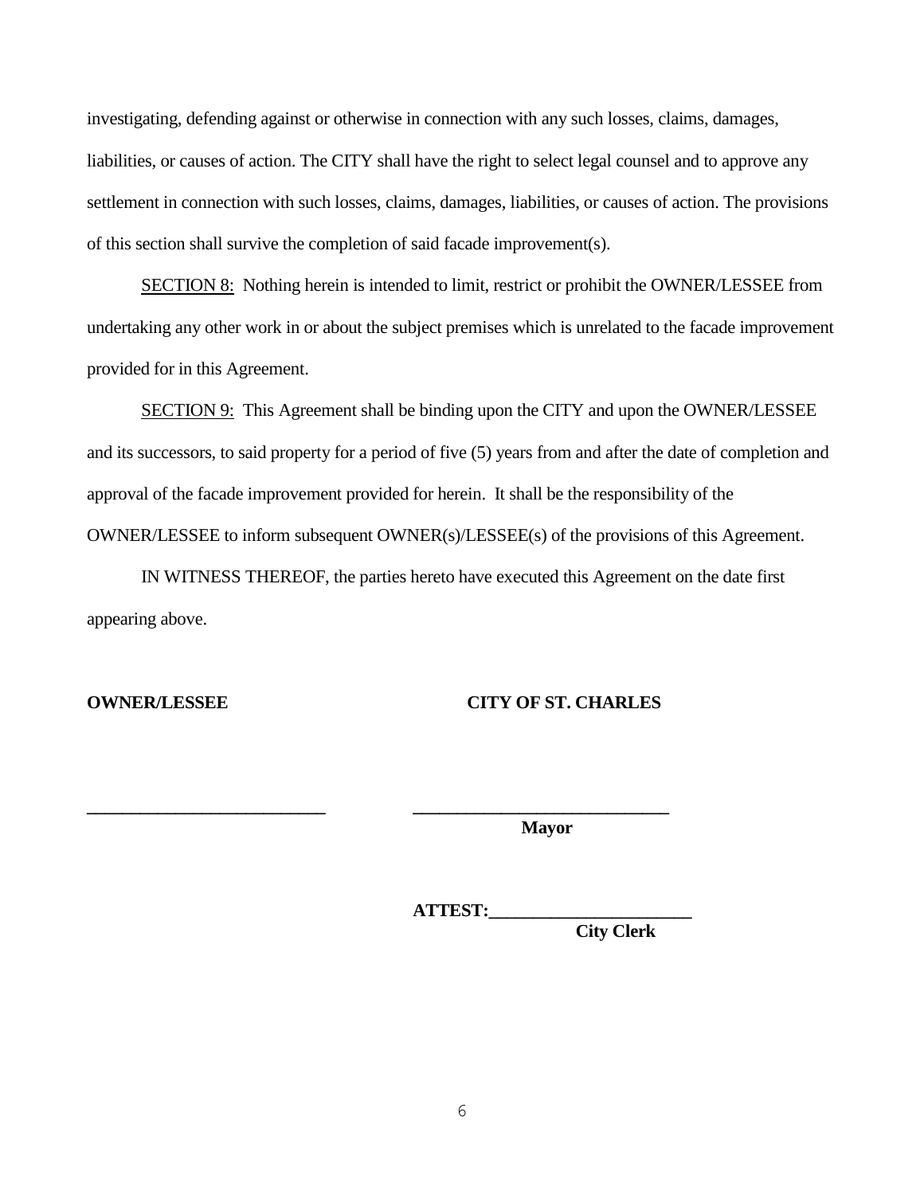investigating, defending against or otherwise in connection with any such losses, claims, damages, liabilities, or causes of action. The CITY shall have the right to select legal counsel and to approve any settlement in connection with such losses, claims, damages, liabilities, or causes of action. The provisions of this section shall survive the completion of said facade improvement(s).

SECTION 8: Nothing herein is intended to limit, restrict or prohibit the OWNER/LESSEE from undertaking any other work in or about the subject premises which is unrelated to the facade improvement provided for in this Agreement.

SECTION 9: This Agreement shall be binding upon the CITY and upon the OWNER/LESSEE and its successors, to said property for a period of five (5) years from and after the date of completion and approval of the facade improvement provided for herein. It shall be the responsibility of the OWNER/LESSEE to inform subsequent OWNER(s)/LESSEE(s) of the provisions of this Agreement.

IN WITNESS THEREOF, the parties hereto have executed this Agreement on the date first appearing above.

**OWNER/LESSEE** **CITY OF ST. CHARLES**

___________________________ ____________________________
**Mayor**

**ATTEST:**______________________
**City Clerk**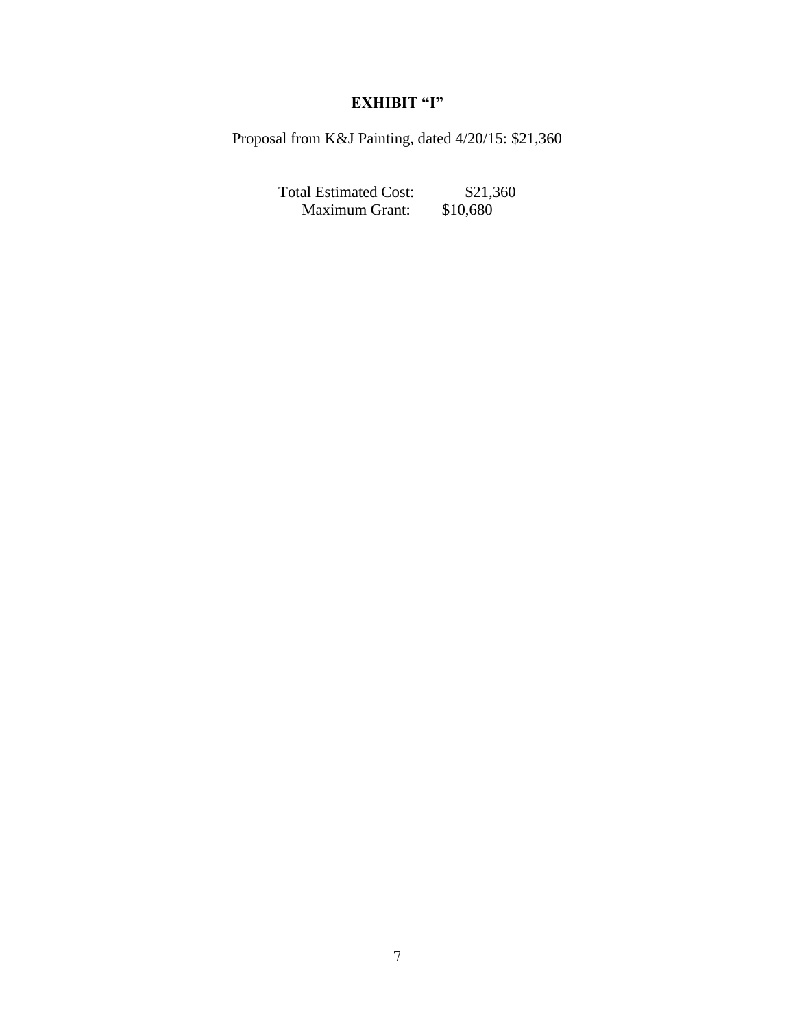# EXHIBIT "I"

Proposal from K&J Painting, dated 4/20/15: $21,360

| | |
|---|---|
| Total Estimated Cost: | $21,360 |
| Maximum Grant: | $10,680 |